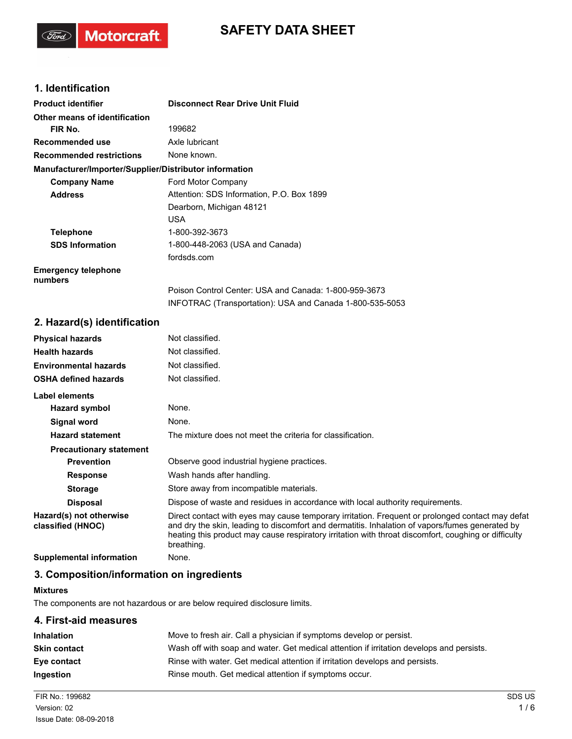# SAFETY DATA SHEET

## 1. Identification

| | |
|---|---|
| **Product identifier** | **Disconnect Rear Drive Unit Fluid** |
| **Other means of identification** | |
| **FIR No.** | 199682 |
| **Recommended use** | Axle lubricant |
| **Recommended restrictions** | None known. |

**Manufacturer/Importer/Supplier/Distributor information**

| | |
|---|---|
| **Company Name** | Ford Motor Company |
| **Address** | Attention: SDS Information, P.O. Box 1899<br>Dearborn, Michigan 48121<br>USA |
| **Telephone** | 1-800-392-3673 |
| **SDS Information** | 1-800-448-2063 (USA and Canada)<br>fordsds.com |
| **Emergency telephone numbers** | Poison Control Center: USA and Canada: 1-800-959-3673<br>INFOTRAC (Transportation): USA and Canada 1-800-535-5053 |

## 2. Hazard(s) identification

| | |
|---|---|
| **Physical hazards** | Not classified. |
| **Health hazards** | Not classified. |
| **Environmental hazards** | Not classified. |
| **OSHA defined hazards** | Not classified. |

**Label elements**

| | |
|---|---|
| **Hazard symbol** | None. |
| **Signal word** | None. |
| **Hazard statement** | The mixture does not meet the criteria for classification. |
| **Precautionary statement** | |
| **Prevention** | Observe good industrial hygiene practices. |
| **Response** | Wash hands after handling. |
| **Storage** | Store away from incompatible materials. |
| **Disposal** | Dispose of waste and residues in accordance with local authority requirements. |
| **Hazard(s) not otherwise classified (HNOC)** | Direct contact with eyes may cause temporary irritation. Frequent or prolonged contact may defat and dry the skin, leading to discomfort and dermatitis. Inhalation of vapors/fumes generated by heating this product may cause respiratory irritation with throat discomfort, coughing or difficulty breathing. |
| **Supplemental information** | None. |

## 3. Composition/information on ingredients

**Mixtures**

The components are not hazardous or are below required disclosure limits.

## 4. First-aid measures

| | |
|---|---|
| **Inhalation** | Move to fresh air. Call a physician if symptoms develop or persist. |
| **Skin contact** | Wash off with soap and water. Get medical attention if irritation develops and persists. |
| **Eye contact** | Rinse with water. Get medical attention if irritation develops and persists. |
| **Ingestion** | Rinse mouth. Get medical attention if symptoms occur. |

FIR No.: 199682
Version: 02
Issue Date: 08-09-2018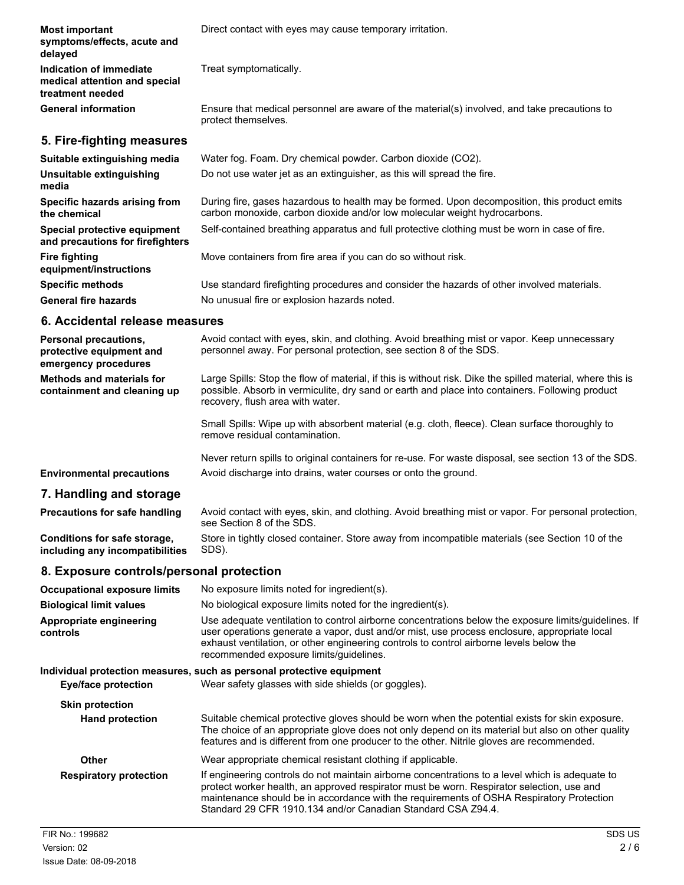**Most important symptoms/effects, acute and delayed**
Direct contact with eyes may cause temporary irritation.

**Indication of immediate medical attention and special treatment needed**
Treat symptomatically.

**General information**
Ensure that medical personnel are aware of the material(s) involved, and take precautions to protect themselves.

## 5. Fire-fighting measures

**Suitable extinguishing media**
Water fog. Foam. Dry chemical powder. Carbon dioxide ($CO_2$).

**Unsuitable extinguishing media**
Do not use water jet as an extinguisher, as this will spread the fire.

**Specific hazards arising from the chemical**
During fire, gases hazardous to health may be formed. Upon decomposition, this product emits carbon monoxide, carbon dioxide and/or low molecular weight hydrocarbons.

**Special protective equipment and precautions for firefighters**
Self-contained breathing apparatus and full protective clothing must be worn in case of fire.

**Fire fighting equipment/instructions**
Move containers from fire area if you can do so without risk.

**Specific methods**
Use standard firefighting procedures and consider the hazards of other involved materials.

**General fire hazards**
No unusual fire or explosion hazards noted.

## 6. Accidental release measures

**Personal precautions, protective equipment and emergency procedures**
Avoid contact with eyes, skin, and clothing. Avoid breathing mist or vapor. Keep unnecessary personnel away. For personal protection, see section 8 of the SDS.

**Methods and materials for containment and cleaning up**
Large Spills: Stop the flow of material, if this is without risk. Dike the spilled material, where this is possible. Absorb in vermiculite, dry sand or earth and place into containers. Following product recovery, flush area with water.

Small Spills: Wipe up with absorbent material (e.g. cloth, fleece). Clean surface thoroughly to remove residual contamination.

Never return spills to original containers for re-use. For waste disposal, see section 13 of the SDS.

**Environmental precautions**
Avoid discharge into drains, water courses or onto the ground.

## 7. Handling and storage

**Precautions for safe handling**
Avoid contact with eyes, skin, and clothing. Avoid breathing mist or vapor. For personal protection, see Section 8 of the SDS.

**Conditions for safe storage, including any incompatibilities**
Store in tightly closed container. Store away from incompatible materials (see Section 10 of the SDS).

## 8. Exposure controls/personal protection

**Occupational exposure limits**
No exposure limits noted for ingredient(s).

**Biological limit values**
No biological exposure limits noted for the ingredient(s).

**Appropriate engineering controls**
Use adequate ventilation to control airborne concentrations below the exposure limits/guidelines. If user operations generate a vapor, dust and/or mist, use process enclosure, appropriate local exhaust ventilation, or other engineering controls to control airborne levels below the recommended exposure limits/guidelines.

**Individual protection measures, such as personal protective equipment**

**Eye/face protection**
Wear safety glasses with side shields (or goggles).

**Skin protection**

**Hand protection**
Suitable chemical protective gloves should be worn when the potential exists for skin exposure. The choice of an appropriate glove does not only depend on its material but also on other quality features and is different from one producer to the other. Nitrile gloves are recommended.

**Other**
Wear appropriate chemical resistant clothing if applicable.

**Respiratory protection**
If engineering controls do not maintain airborne concentrations to a level which is adequate to protect worker health, an approved respirator must be worn. Respirator selection, use and maintenance should be in accordance with the requirements of OSHA Respiratory Protection Standard 29 CFR 1910.134 and/or Canadian Standard CSA Z94.4.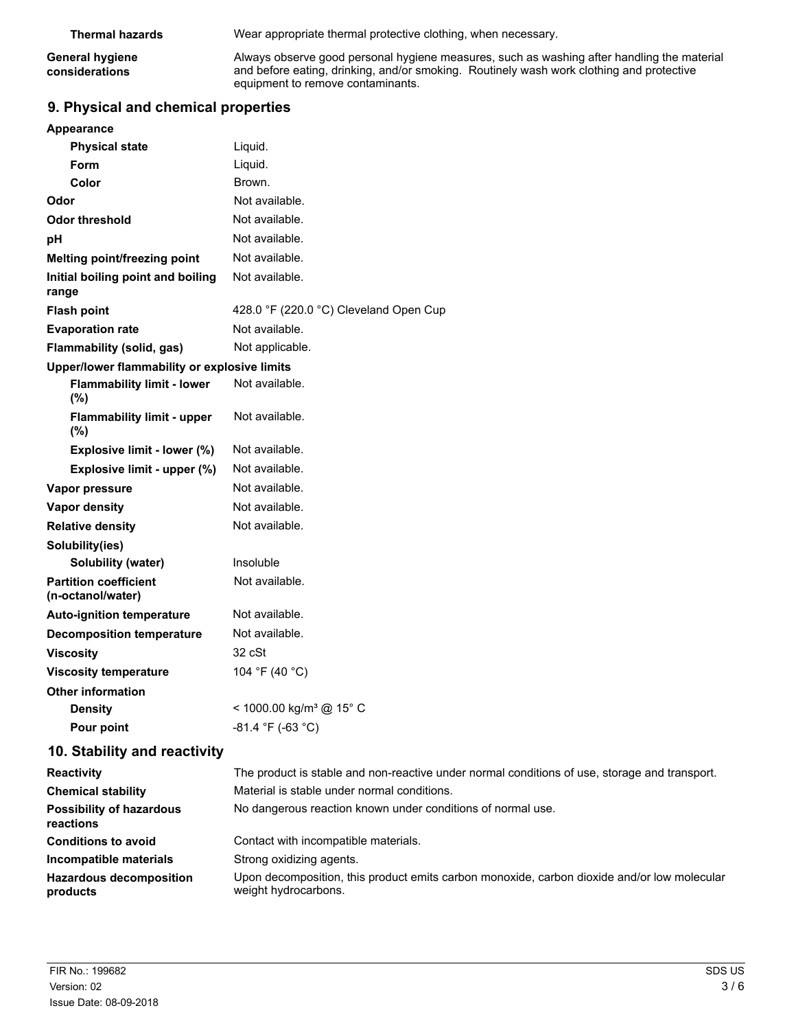| | |
|---|---|
| **Thermal hazards** | Wear appropriate thermal protective clothing, when necessary. |
| **General hygiene considerations** | Always observe good personal hygiene measures, such as washing after handling the material and before eating, drinking, and/or smoking. Routinely wash work clothing and protective equipment to remove contaminants. |

## 9. Physical and chemical properties

| | |
|---|---|
| **Appearance** | |
| **Physical state** | Liquid. |
| **Form** | Liquid. |
| **Color** | Brown. |
| **Odor** | Not available. |
| **Odor threshold** | Not available. |
| **pH** | Not available. |
| **Melting point/freezing point** | Not available. |
| **Initial boiling point and boiling range** | Not available. |
| **Flash point** | 428.0 °F (220.0 °C) Cleveland Open Cup |
| **Evaporation rate** | Not available. |
| **Flammability (solid, gas)** | Not applicable. |
| **Upper/lower flammability or explosive limits** | |
| **Flammability limit - lower (%)** | Not available. |
| **Flammability limit - upper (%)** | Not available. |
| **Explosive limit - lower (%)** | Not available. |
| **Explosive limit - upper (%)** | Not available. |
| **Vapor pressure** | Not available. |
| **Vapor density** | Not available. |
| **Relative density** | Not available. |
| **Solubility(ies)** | |
| **Solubility (water)** | Insoluble |
| **Partition coefficient (n-octanol/water)** | Not available. |
| **Auto-ignition temperature** | Not available. |
| **Decomposition temperature** | Not available. |
| **Viscosity** | 32 cSt |
| **Viscosity temperature** | 104 °F (40 °C) |
| **Other information** | |
| **Density** | < 1000.00 kg/m³ @ 15° C |
| **Pour point** | -81.4 °F (-63 °C) |

## 10. Stability and reactivity

| | |
|---|---|
| **Reactivity** | The product is stable and non-reactive under normal conditions of use, storage and transport. |
| **Chemical stability** | Material is stable under normal conditions. |
| **Possibility of hazardous reactions** | No dangerous reaction known under conditions of normal use. |
| **Conditions to avoid** | Contact with incompatible materials. |
| **Incompatible materials** | Strong oxidizing agents. |
| **Hazardous decomposition products** | Upon decomposition, this product emits carbon monoxide, carbon dioxide and/or low molecular weight hydrocarbons. |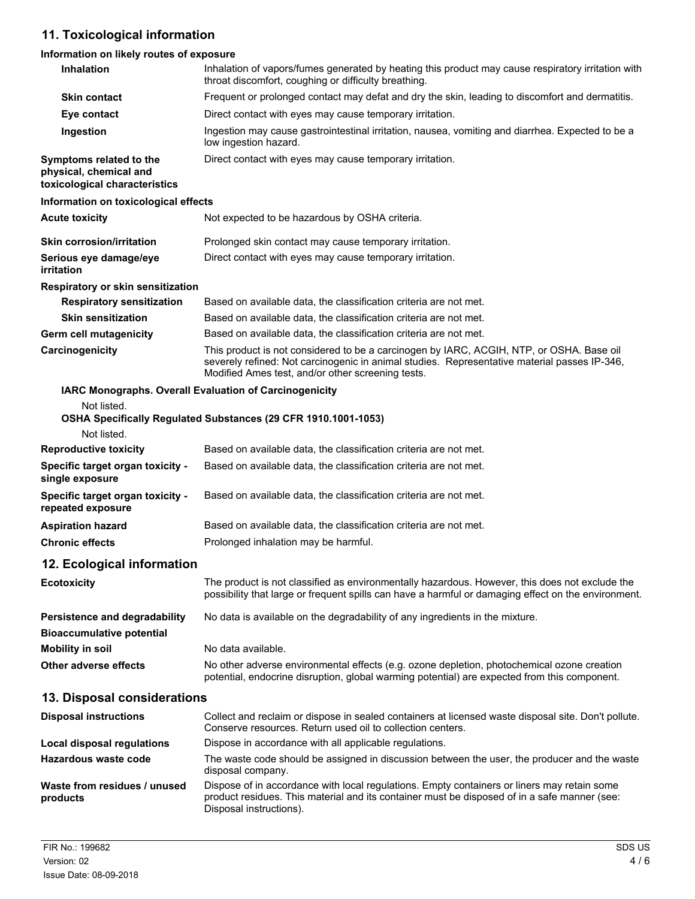## 11. Toxicological information

### Information on likely routes of exposure

**Inhalation**
Inhalation of vapors/fumes generated by heating this product may cause respiratory irritation with throat discomfort, coughing or difficulty breathing.

**Skin contact**
Frequent or prolonged contact may defat and dry the skin, leading to discomfort and dermatitis.

**Eye contact**
Direct contact with eyes may cause temporary irritation.

**Ingestion**
Ingestion may cause gastrointestinal irritation, nausea, vomiting and diarrhea. Expected to be a low ingestion hazard.

**Symptoms related to the physical, chemical and toxicological characteristics**
Direct contact with eyes may cause temporary irritation.

### Information on toxicological effects

**Acute toxicity**
Not expected to be hazardous by OSHA criteria.

**Skin corrosion/irritation**
Prolonged skin contact may cause temporary irritation.

**Serious eye damage/eye irritation**
Direct contact with eyes may cause temporary irritation.

**Respiratory or skin sensitization**

**Respiratory sensitization**
Based on available data, the classification criteria are not met.

**Skin sensitization**
Based on available data, the classification criteria are not met.

**Germ cell mutagenicity**
Based on available data, the classification criteria are not met.

**Carcinogenicity**
This product is not considered to be a carcinogen by IARC, ACGIH, NTP, or OSHA. Base oil severely refined: Not carcinogenic in animal studies. Representative material passes IP-346, Modified Ames test, and/or other screening tests.

**IARC Monographs. Overall Evaluation of Carcinogenicity**

Not listed.

**OSHA Specifically Regulated Substances (29 CFR 1910.1001-1053)**

Not listed.

**Reproductive toxicity**
Based on available data, the classification criteria are not met.

**Specific target organ toxicity - single exposure**
Based on available data, the classification criteria are not met.

**Specific target organ toxicity - repeated exposure**
Based on available data, the classification criteria are not met.

**Aspiration hazard**
Based on available data, the classification criteria are not met.

**Chronic effects**
Prolonged inhalation may be harmful.

## 12. Ecological information

**Ecotoxicity**
The product is not classified as environmentally hazardous. However, this does not exclude the possibility that large or frequent spills can have a harmful or damaging effect on the environment.

**Persistence and degradability**
No data is available on the degradability of any ingredients in the mixture.

**Bioaccumulative potential**

**Mobility in soil**
No data available.

**Other adverse effects**
No other adverse environmental effects (e.g. ozone depletion, photochemical ozone creation potential, endocrine disruption, global warming potential) are expected from this component.

## 13. Disposal considerations

**Disposal instructions**
Collect and reclaim or dispose in sealed containers at licensed waste disposal site. Don't pollute. Conserve resources. Return used oil to collection centers.

**Local disposal regulations**
Dispose in accordance with all applicable regulations.

**Hazardous waste code**
The waste code should be assigned in discussion between the user, the producer and the waste disposal company.

**Waste from residues / unused products**
Dispose of in accordance with local regulations. Empty containers or liners may retain some product residues. This material and its container must be disposed of in a safe manner (see: Disposal instructions).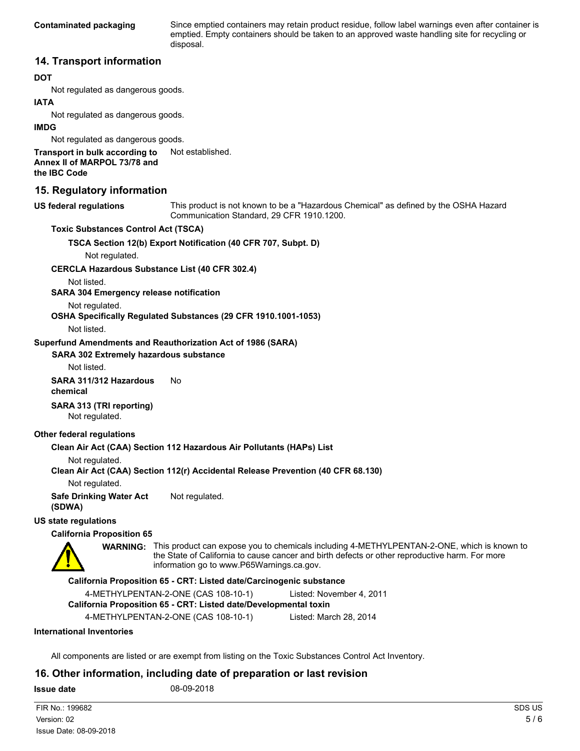**Contaminated packaging** Since emptied containers may retain product residue, follow label warnings even after container is emptied. Empty containers should be taken to an approved waste handling site for recycling or disposal.

## 14. Transport information

**DOT**

Not regulated as dangerous goods.

**IATA**

Not regulated as dangerous goods.

**IMDG**

Not regulated as dangerous goods.

**Transport in bulk according to Annex II of MARPOL 73/78 and the IBC Code** Not established.

## 15. Regulatory information

**US federal regulations** This product is not known to be a "Hazardous Chemical" as defined by the OSHA Hazard Communication Standard, 29 CFR 1910.1200.

**Toxic Substances Control Act (TSCA)**

**TSCA Section 12(b) Export Notification (40 CFR 707, Subpt. D)**

Not regulated.

**CERCLA Hazardous Substance List (40 CFR 302.4)**

Not listed.

**SARA 304 Emergency release notification**

Not regulated.

**OSHA Specifically Regulated Substances (29 CFR 1910.1001-1053)**

Not listed.

**Superfund Amendments and Reauthorization Act of 1986 (SARA)**

**SARA 302 Extremely hazardous substance**

Not listed.

**SARA 311/312 Hazardous chemical** No

**SARA 313 (TRI reporting)**

Not regulated.

**Other federal regulations**

**Clean Air Act (CAA) Section 112 Hazardous Air Pollutants (HAPs) List**

Not regulated.

**Clean Air Act (CAA) Section 112(r) Accidental Release Prevention (40 CFR 68.130)**

Not regulated.

**Safe Drinking Water Act (SDWA)** Not regulated.

**US state regulations**

**California Proposition 65**

**WARNING:** This product can expose you to chemicals including 4-METHYLPENTAN-2-ONE, which is known to the State of California to cause cancer and birth defects or other reproductive harm. For more information go to www.P65Warnings.ca.gov.

**California Proposition 65 - CRT: Listed date/Carcinogenic substance**

4-METHYLPENTAN-2-ONE (CAS 108-10-1) Listed: November 4, 2011

**California Proposition 65 - CRT: Listed date/Developmental toxin**

4-METHYLPENTAN-2-ONE (CAS 108-10-1) Listed: March 28, 2014

**International Inventories**

All components are listed or are exempt from listing on the Toxic Substances Control Act Inventory.

## 16. Other information, including date of preparation or last revision

**Issue date** 08-09-2018

FIR No.: 199682
Version: 02
Issue Date: 08-09-2018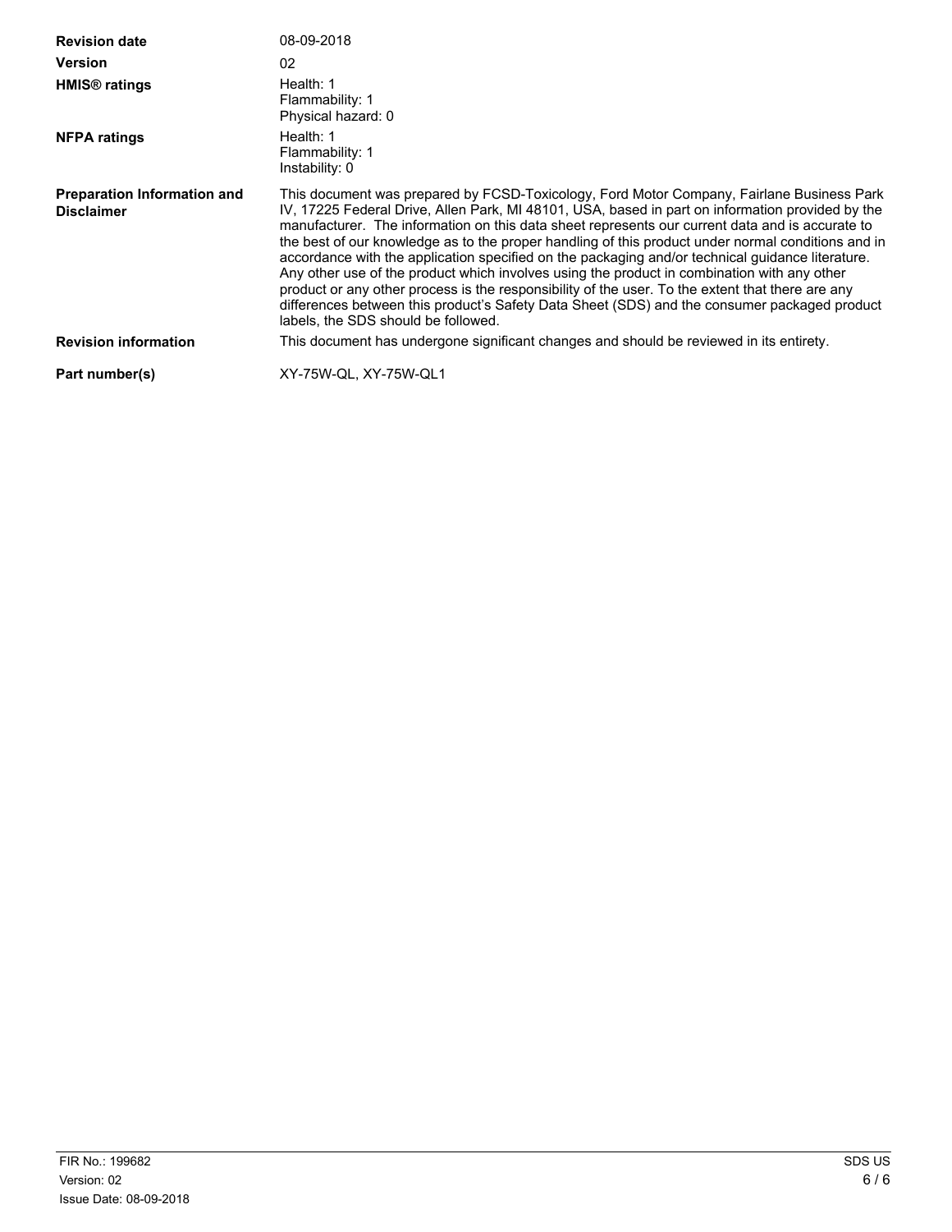| | |
|---|---|
| **Revision date** | 08-09-2018 |
| **Version** | 02 |
| **HMIS® ratings** | Health: 1<br>Flammability: 1<br>Physical hazard: 0 |
| **NFPA ratings** | Health: 1<br>Flammability: 1<br>Instability: 0 |
| **Preparation Information and Disclaimer** | This document was prepared by FCSD-Toxicology, Ford Motor Company, Fairlane Business Park IV, 17225 Federal Drive, Allen Park, MI 48101, USA, based in part on information provided by the manufacturer. The information on this data sheet represents our current data and is accurate to the best of our knowledge as to the proper handling of this product under normal conditions and in accordance with the application specified on the packaging and/or technical guidance literature. Any other use of the product which involves using the product in combination with any other product or any other process is the responsibility of the user. To the extent that there are any differences between this product's Safety Data Sheet (SDS) and the consumer packaged product labels, the SDS should be followed. |
| **Revision information** | This document has undergone significant changes and should be reviewed in its entirety. |
| **Part number(s)** | XY-75W-QL, XY-75W-QL1 |